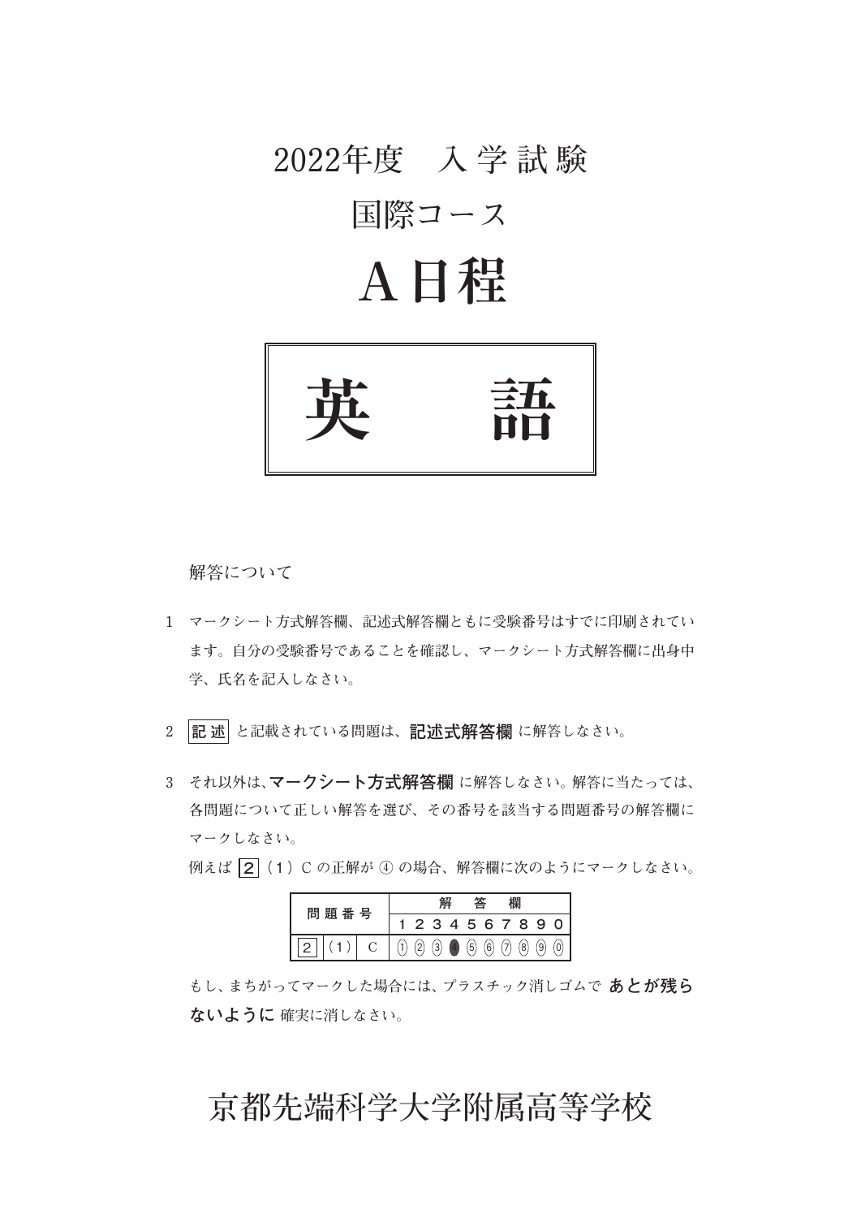# 2022年度　入学試験

## 国際コース

# A日程

# 英　　語

解答について

1　マークシート方式解答欄、記述式解答欄ともに受験番号はすでに印刷されています。自分の受験番号であることを確認し、マークシート方式解答欄に出身中学、氏名を記入しなさい。

2　記述 と記載されている問題は、**記述式解答欄** に解答しなさい。

3　それ以外は、**マークシート方式解答欄** に解答しなさい。解答に当たっては、各問題について正しい解答を選び、その番号を該当する問題番号の解答欄にマークしなさい。

例えば 2 （1）C の正解が ④ の場合、解答欄に次のようにマークしなさい。

| 問題番号 | | | 解答欄 | | | | | | | | | |
|---|---|---|---|---|---|---|---|---|---|---|---|---|
| | | | 1 | 2 | 3 | 4 | 5 | 6 | 7 | 8 | 9 | 0 |
| 2 | （1） | C | ① | ② | ③ | ● | ⑤ | ⑥ | ⑦ | ⑧ | ⑨ | ⓪ |

もし、まちがってマークした場合には、プラスチック消しゴムで **あとが残らないように** 確実に消しなさい。

京都先端科学大学附属高等学校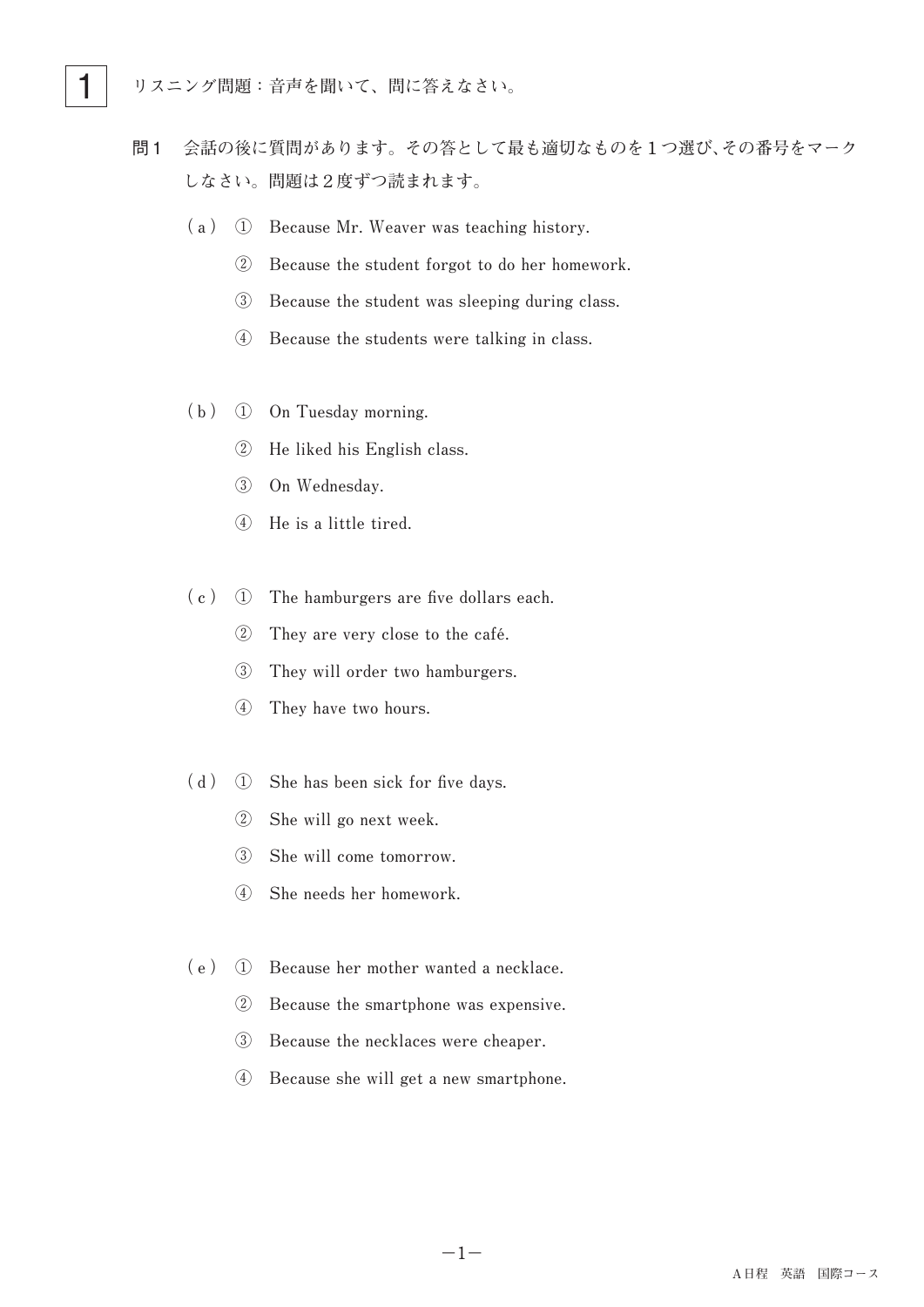# 1

リスニング問題：音声を聞いて、問に答えなさい。

**問1** 会話の後に質問があります。その答として最も適切なものを1つ選び、その番号をマークしなさい。問題は2度ずつ読まれます。

(a)
① Because Mr. Weaver was teaching history.
② Because the student forgot to do her homework.
③ Because the student was sleeping during class.
④ Because the students were talking in class.

(b)
① On Tuesday morning.
② He liked his English class.
③ On Wednesday.
④ He is a little tired.

(c)
① The hamburgers are five dollars each.
② They are very close to the café.
③ They will order two hamburgers.
④ They have two hours.

(d)
① She has been sick for five days.
② She will go next week.
③ She will come tomorrow.
④ She needs her homework.

(e)
① Because her mother wanted a necklace.
② Because the smartphone was expensive.
③ Because the necklaces were cheaper.
④ Because she will get a new smartphone.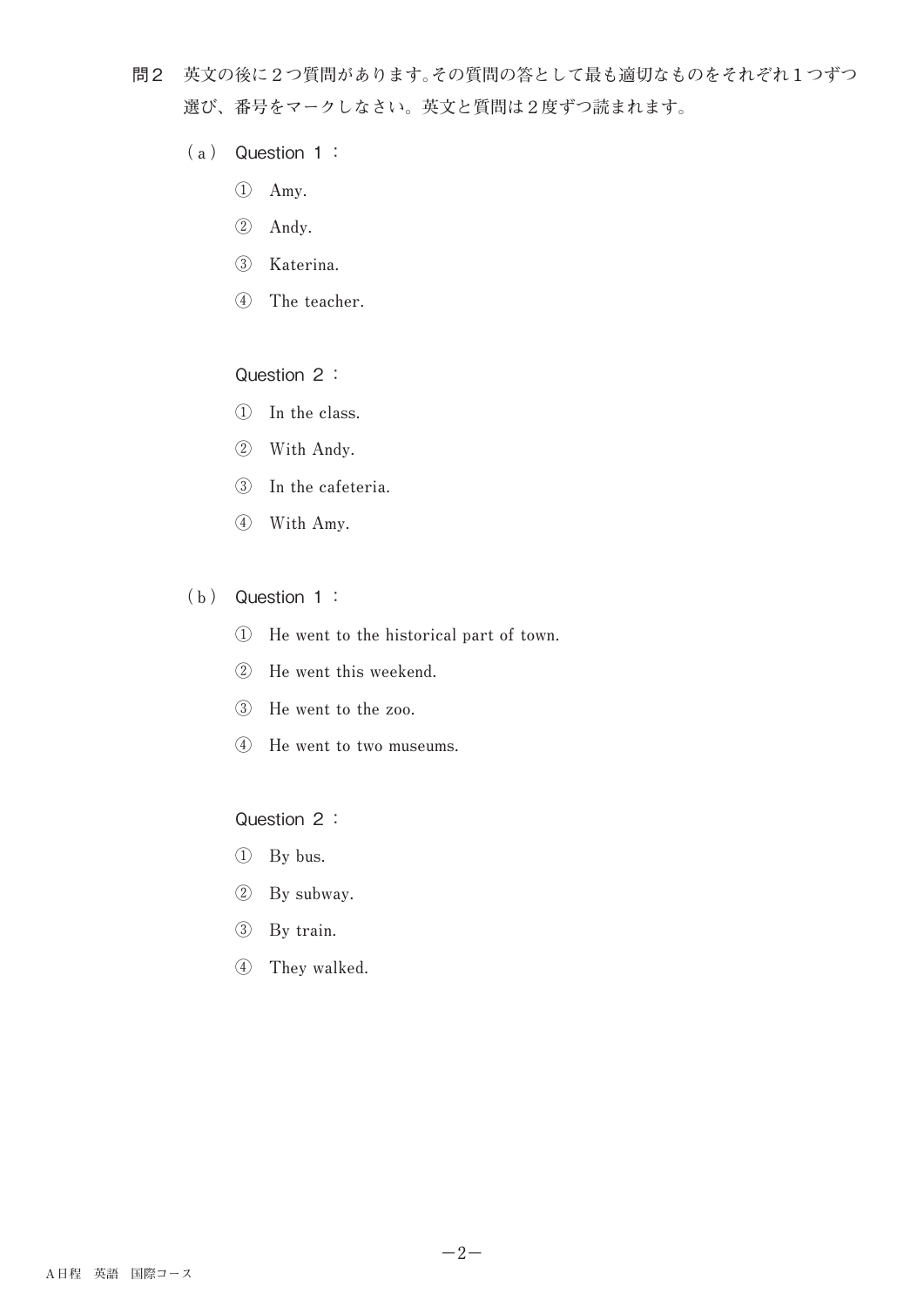**問2**　英文の後に２つ質問があります。その質問の答として最も適切なものをそれぞれ１つずつ選び、番号をマークしなさい。英文と質問は２度ずつ読まれます。

（ａ）Question １：

① Amy.

② Andy.

③ Katerina.

④ The teacher.

Question ２：

① In the class.

② With Andy.

③ In the cafeteria.

④ With Amy.

（ｂ）Question １：

① He went to the historical part of town.

② He went this weekend.

③ He went to the zoo.

④ He went to two museums.

Question ２：

① By bus.

② By subway.

③ By train.

④ They walked.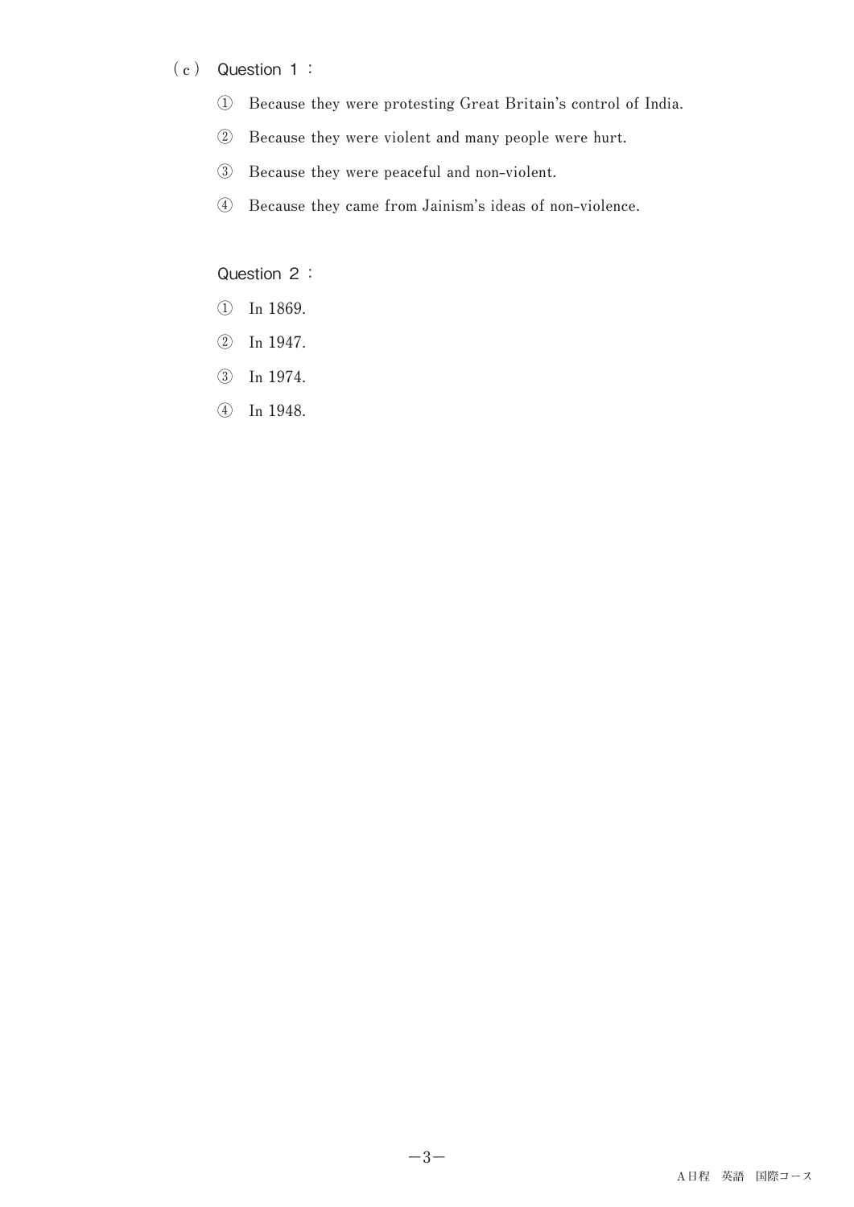（c） Question 1：

① Because they were protesting Great Britain's control of India.

② Because they were violent and many people were hurt.

③ Because they were peaceful and non-violent.

④ Because they came from Jainism's ideas of non-violence.

Question 2：

① In 1869.

② In 1947.

③ In 1974.

④ In 1948.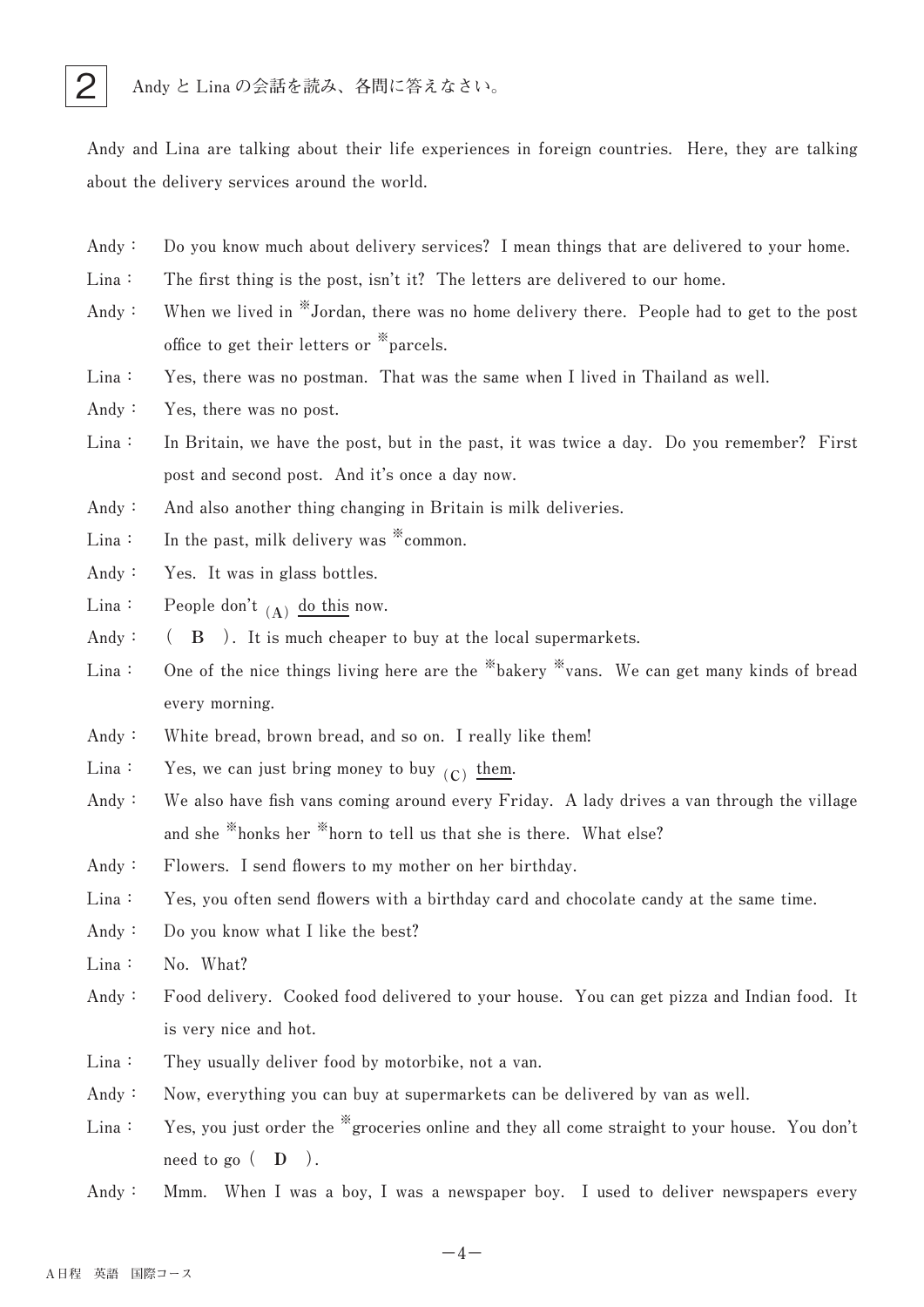## 2 AndyとLinaの会話を読み、各問に答えなさい。

Andy and Lina are talking about their life experiences in foreign countries. Here, they are talking about the delivery services around the world.

Andy： Do you know much about delivery services? I mean things that are delivered to your home.

Lina： The first thing is the post, isn't it? The letters are delivered to our home.

Andy： When we lived in ※Jordan, there was no home delivery there. People had to get to the post office to get their letters or ※parcels.

Lina： Yes, there was no postman. That was the same when I lived in Thailand as well.

Andy： Yes, there was no post.

Lina： In Britain, we have the post, but in the past, it was twice a day. Do you remember? First post and second post. And it's once a day now.

Andy： And also another thing changing in Britain is milk deliveries.

Lina： In the past, milk delivery was ※common.

Andy： Yes. It was in glass bottles.

Lina： People don't (A) <u>do this</u> now.

Andy： （ **B** ）. It is much cheaper to buy at the local supermarkets.

Lina： One of the nice things living here are the ※bakery ※vans. We can get many kinds of bread every morning.

Andy： White bread, brown bread, and so on. I really like them!

Lina： Yes, we can just bring money to buy (C) <u>them</u>.

Andy： We also have fish vans coming around every Friday. A lady drives a van through the village and she ※honks her ※horn to tell us that she is there. What else?

Andy： Flowers. I send flowers to my mother on her birthday.

Lina： Yes, you often send flowers with a birthday card and chocolate candy at the same time.

Andy： Do you know what I like the best?

Lina： No. What?

Andy： Food delivery. Cooked food delivered to your house. You can get pizza and Indian food. It is very nice and hot.

Lina： They usually deliver food by motorbike, not a van.

Andy： Now, everything you can buy at supermarkets can be delivered by van as well.

Lina： Yes, you just order the ※groceries online and they all come straight to your house. You don't need to go （ **D** ）.

Andy： Mmm. When I was a boy, I was a newspaper boy. I used to deliver newspapers every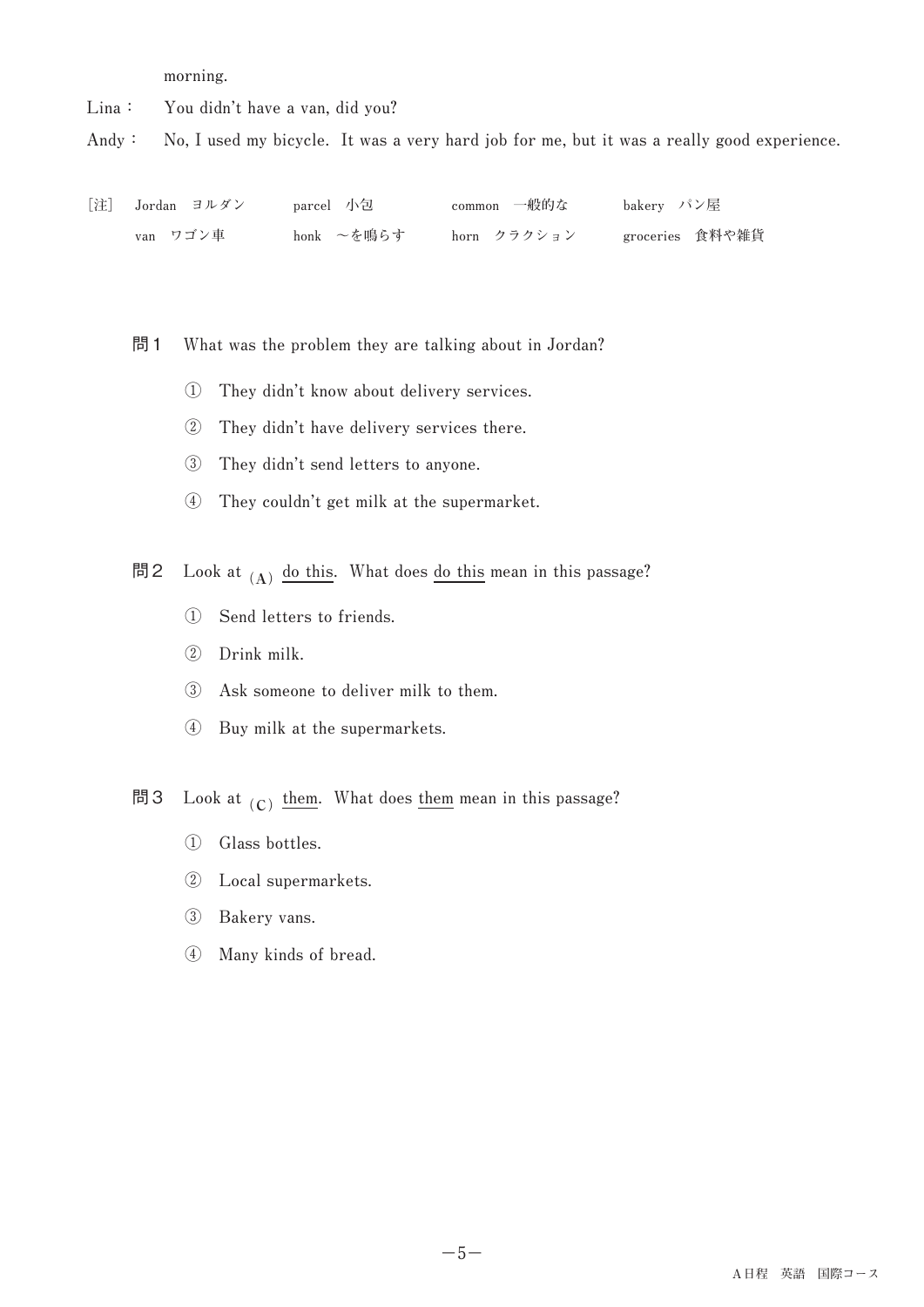morning.

Lina： You didn't have a van, did you?

Andy： No, I used my bicycle. It was a very hard job for me, but it was a really good experience.

［注］ Jordan ヨルダン　parcel 小包　common 一般的な　bakery パン屋
van ワゴン車　honk ～を鳴らす　horn クラクション　groceries 食料や雑貨

問１ What was the problem they are talking about in Jordan?

① They didn't know about delivery services.
② They didn't have delivery services there.
③ They didn't send letters to anyone.
④ They couldn't get milk at the supermarket.

問２ Look at $_{(A)}$ do this. What does do this mean in this passage?

① Send letters to friends.
② Drink milk.
③ Ask someone to deliver milk to them.
④ Buy milk at the supermarkets.

問３ Look at $_{(C)}$ them. What does them mean in this passage?

① Glass bottles.
② Local supermarkets.
③ Bakery vans.
④ Many kinds of bread.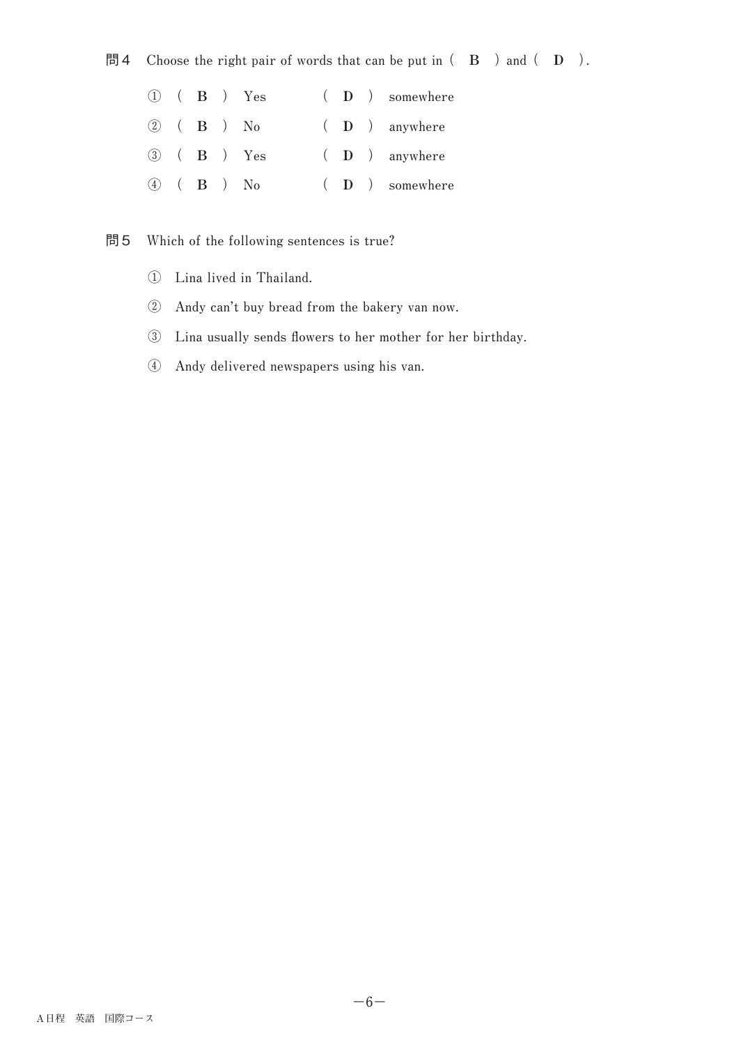問4　Choose the right pair of words that can be put in ( **B** ) and ( **D** ).

① ( **B** ) Yes　　( **D** ) somewhere

② ( **B** ) No　　( **D** ) anywhere

③ ( **B** ) Yes　　( **D** ) anywhere

④ ( **B** ) No　　( **D** ) somewhere

問5　Which of the following sentences is true?

① Lina lived in Thailand.

② Andy can't buy bread from the bakery van now.

③ Lina usually sends flowers to her mother for her birthday.

④ Andy delivered newspapers using his van.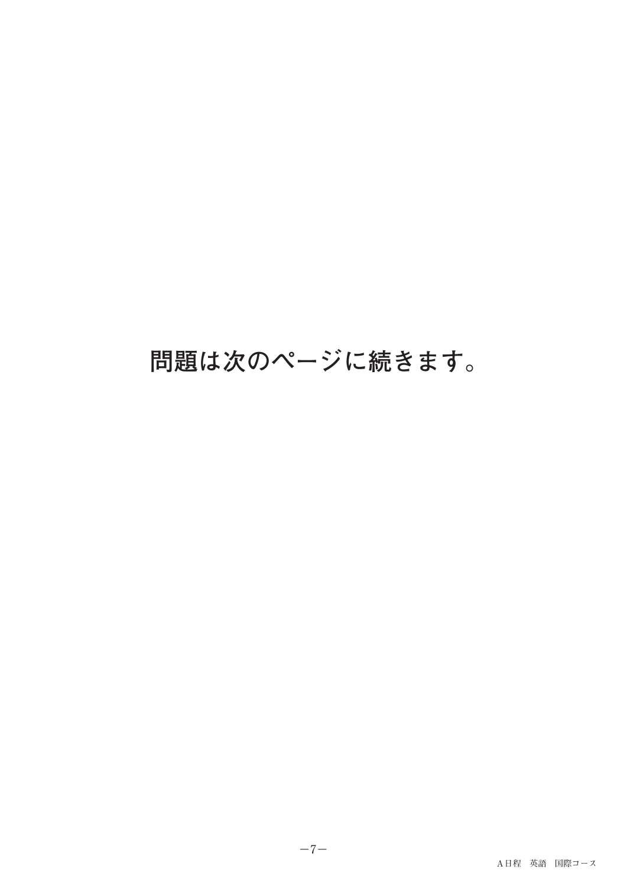問題は次のページに続きます。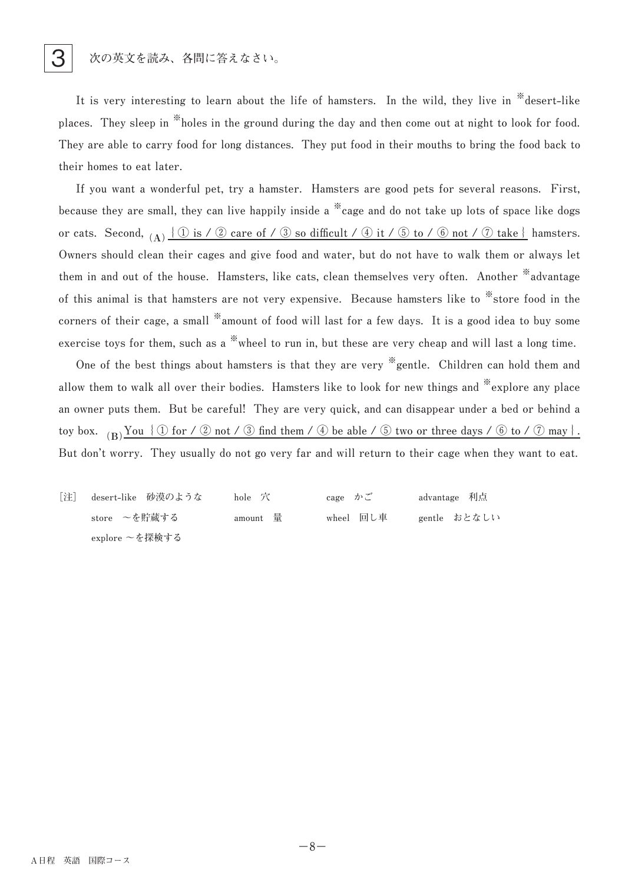3　次の英文を読み、各問に答えなさい。

It is very interesting to learn about the life of hamsters. In the wild, they live in ※desert-like places. They sleep in ※holes in the ground during the day and then come out at night to look for food. They are able to carry food for long distances. They put food in their mouths to bring the food back to their homes to eat later.

If you want a wonderful pet, try a hamster. Hamsters are good pets for several reasons. First, because they are small, they can live happily inside a ※cage and do not take up lots of space like dogs or cats. Second, (A) {① is / ② care of / ③ so difficult / ④ it / ⑤ to / ⑥ not / ⑦ take} hamsters. Owners should clean their cages and give food and water, but do not have to walk them or always let them in and out of the house. Hamsters, like cats, clean themselves very often. Another ※advantage of this animal is that hamsters are not very expensive. Because hamsters like to ※store food in the corners of their cage, a small ※amount of food will last for a few days. It is a good idea to buy some exercise toys for them, such as a ※wheel to run in, but these are very cheap and will last a long time.

One of the best things about hamsters is that they are very ※gentle. Children can hold them and allow them to walk all over their bodies. Hamsters like to look for new things and ※explore any place an owner puts them. But be careful! They are very quick, and can disappear under a bed or behind a toy box. (B) You {① for / ② not / ③ find them / ④ be able / ⑤ two or three days / ⑥ to / ⑦ may}. But don't worry. They usually do not go very far and will return to their cage when they want to eat.

［注］ desert-like　砂漠のような　hole　穴　cage　かご　advantage　利点
store　～を貯蔵する　amount　量　wheel　回し車　gentle　おとなしい
explore ～を探検する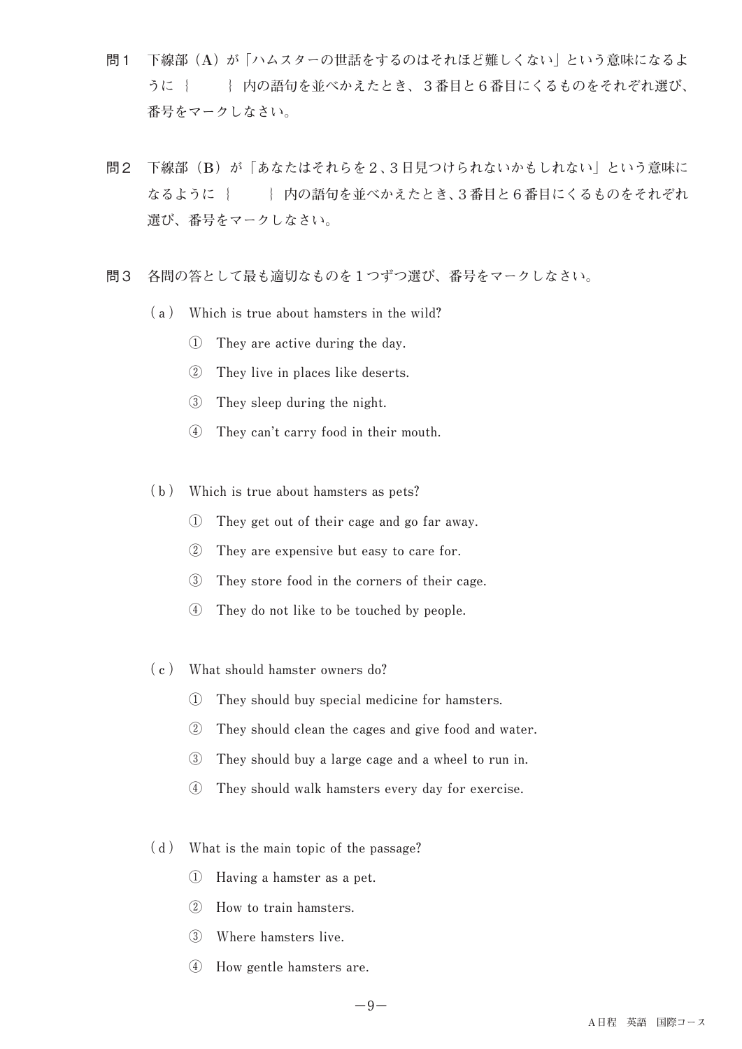問1　下線部（A）が「ハムスターの世話をするのはそれほど難しくない」という意味になるように ｛　　｝ 内の語句を並べかえたとき、３番目と６番目にくるものをそれぞれ選び、番号をマークしなさい。

問2　下線部（B）が「あなたはそれらを２、３日見つけられないかもしれない」という意味になるように ｛　　｝ 内の語句を並べかえたとき、３番目と６番目にくるものをそれぞれ選び、番号をマークしなさい。

問3　各問の答として最も適切なものを１つずつ選び、番号をマークしなさい。

（a）　Which is true about hamsters in the wild?

① They are active during the day.
② They live in places like deserts.
③ They sleep during the night.
④ They can't carry food in their mouth.

（b）　Which is true about hamsters as pets?

① They get out of their cage and go far away.
② They are expensive but easy to care for.
③ They store food in the corners of their cage.
④ They do not like to be touched by people.

（c）　What should hamster owners do?

① They should buy special medicine for hamsters.
② They should clean the cages and give food and water.
③ They should buy a large cage and a wheel to run in.
④ They should walk hamsters every day for exercise.

（d）　What is the main topic of the passage?

① Having a hamster as a pet.
② How to train hamsters.
③ Where hamsters live.
④ How gentle hamsters are.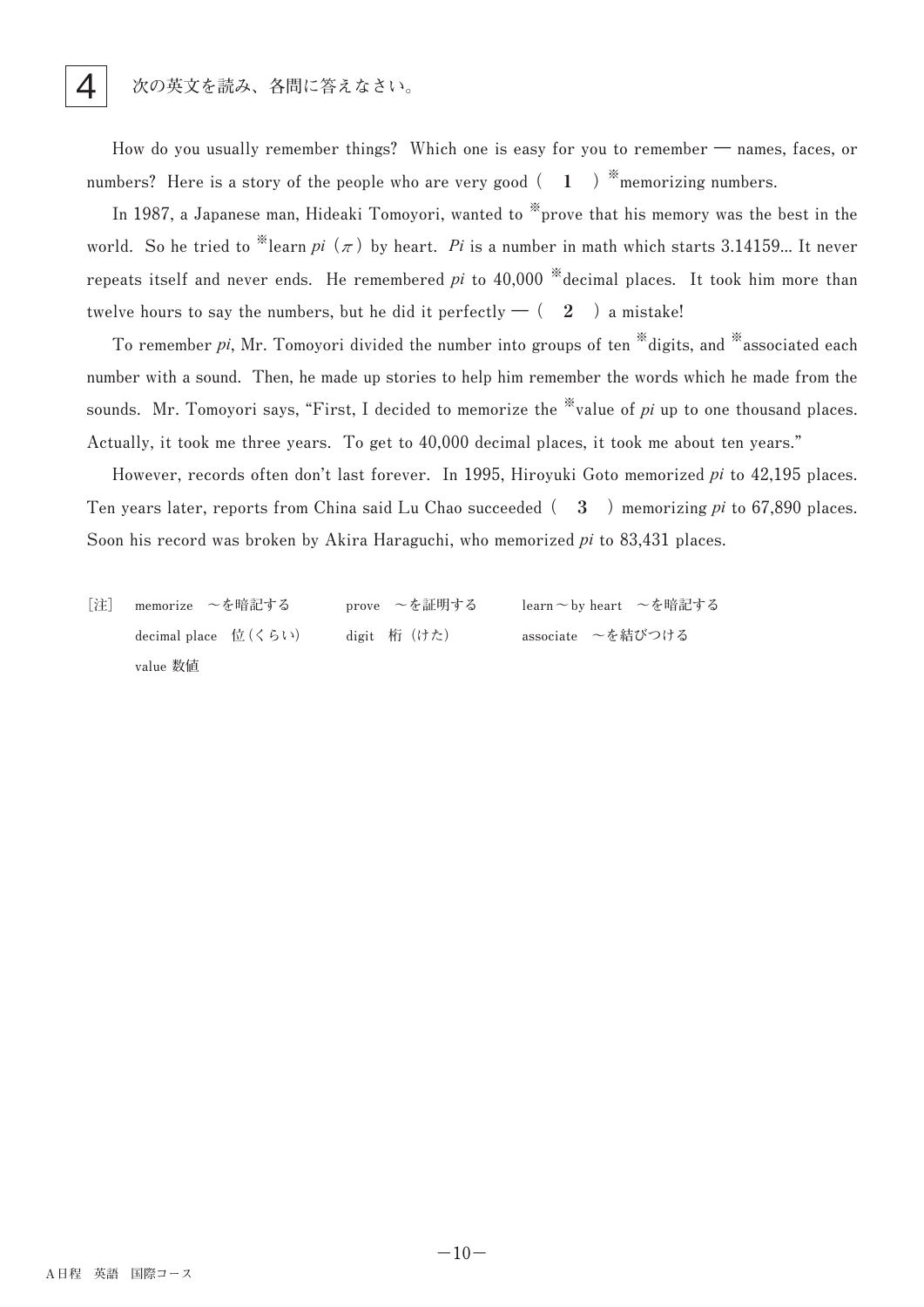# 4 次の英文を読み、各問に答えなさい。

How do you usually remember things? Which one is easy for you to remember — names, faces, or numbers? Here is a story of the people who are very good ( **1** ) ※memorizing numbers.

In 1987, a Japanese man, Hideaki Tomoyori, wanted to ※prove that his memory was the best in the world. So he tried to ※learn *pi* ($\pi$) by heart. *Pi* is a number in math which starts 3.14159... It never repeats itself and never ends. He remembered *pi* to 40,000 ※decimal places. It took him more than twelve hours to say the numbers, but he did it perfectly — ( **2** ) a mistake!

To remember *pi*, Mr. Tomoyori divided the number into groups of ten ※digits, and ※associated each number with a sound. Then, he made up stories to help him remember the words which he made from the sounds. Mr. Tomoyori says, "First, I decided to memorize the ※value of *pi* up to one thousand places. Actually, it took me three years. To get to 40,000 decimal places, it took me about ten years."

However, records often don't last forever. In 1995, Hiroyuki Goto memorized *pi* to 42,195 places. Ten years later, reports from China said Lu Chao succeeded ( **3** ) memorizing *pi* to 67,890 places. Soon his record was broken by Akira Haraguchi, who memorized *pi* to 83,431 places.

[注] memorize ～を暗記する　prove ～を証明する　learn～by heart ～を暗記する
decimal place 位（くらい）　digit 桁（けた）　associate ～を結びつける
value 数値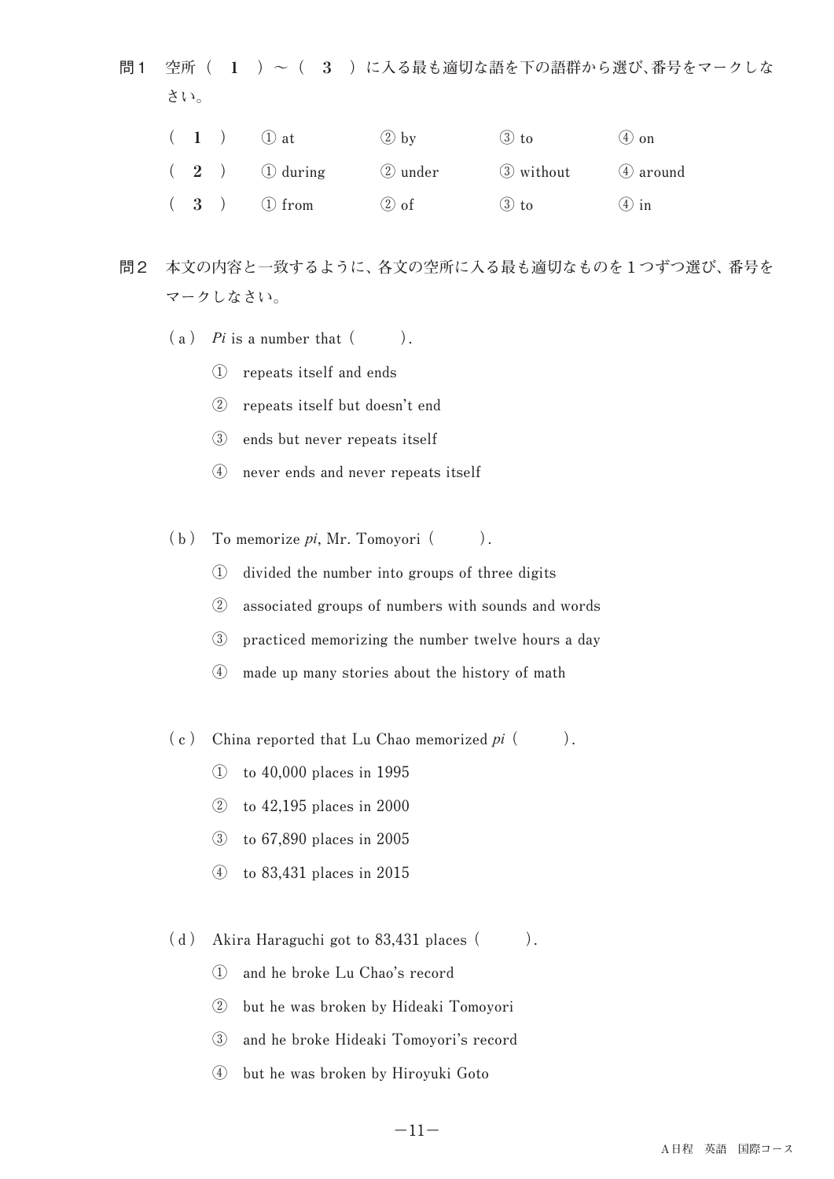問1　空所（ **1** ）～（ **3** ）に入る最も適切な語を下の語群から選び、番号をマークしなさい。

| | | | | |
|---|---|---|---|---|
| （ **1** ） | ① at | ② by | ③ to | ④ on |
| （ **2** ） | ① during | ② under | ③ without | ④ around |
| （ **3** ） | ① from | ② of | ③ to | ④ in |

問2　本文の内容と一致するように、各文の空所に入る最も適切なものを１つずつ選び、番号をマークしなさい。

（a）*Pi* is a number that (　　　).

① repeats itself and ends
② repeats itself but doesn't end
③ ends but never repeats itself
④ never ends and never repeats itself

（b）To memorize *pi*, Mr. Tomoyori (　　　).

① divided the number into groups of three digits
② associated groups of numbers with sounds and words
③ practiced memorizing the number twelve hours a day
④ made up many stories about the history of math

（c）China reported that Lu Chao memorized *pi* (　　　).

① to 40,000 places in 1995
② to 42,195 places in 2000
③ to 67,890 places in 2005
④ to 83,431 places in 2015

（d）Akira Haraguchi got to 83,431 places (　　　).

① and he broke Lu Chao's record
② but he was broken by Hideaki Tomoyori
③ and he broke Hideaki Tomoyori's record
④ but he was broken by Hiroyuki Goto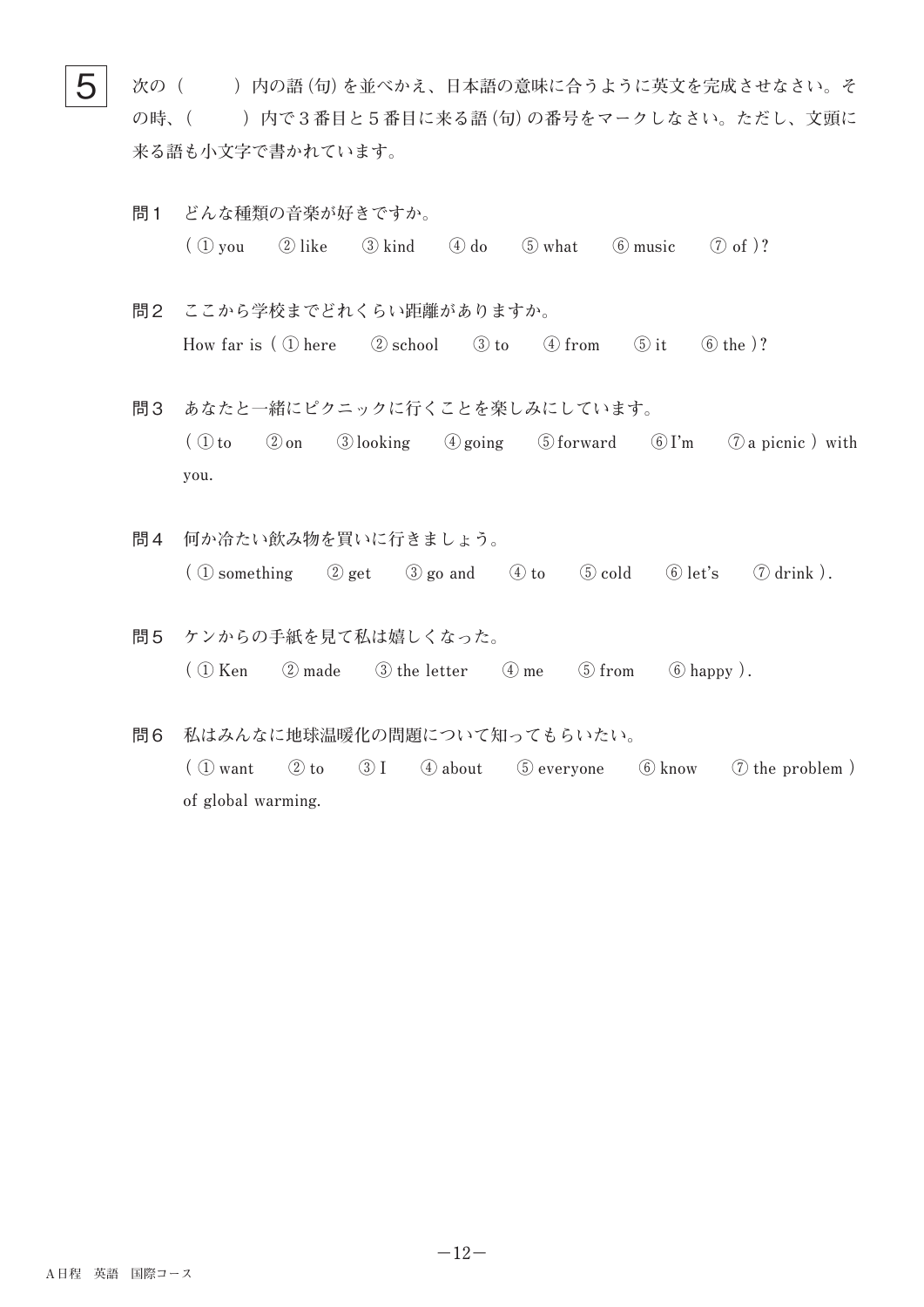**5** 次の（　　）内の語（句）を並べかえ、日本語の意味に合うように英文を完成させなさい。その時、（　　）内で３番目と５番目に来る語（句）の番号をマークしなさい。ただし、文頭に来る語も小文字で書かれています。

**問１**　どんな種類の音楽が好きですか。

( ① you　② like　③ kind　④ do　⑤ what　⑥ music　⑦ of )?

**問２**　ここから学校までどれくらい距離がありますか。

How far is ( ① here　② school　③ to　④ from　⑤ it　⑥ the )?

**問３**　あなたと一緒にピクニックに行くことを楽しみにしています。

( ① to　② on　③ looking　④ going　⑤ forward　⑥ I'm　⑦ a picnic ) with you.

**問４**　何か冷たい飲み物を買いに行きましょう。

( ① something　② get　③ go and　④ to　⑤ cold　⑥ let's　⑦ drink ).

**問５**　ケンからの手紙を見て私は嬉しくなった。

( ① Ken　② made　③ the letter　④ me　⑤ from　⑥ happy ).

**問６**　私はみんなに地球温暖化の問題について知ってもらいたい。

( ① want　② to　③ I　④ about　⑤ everyone　⑥ know　⑦ the problem ) of global warming.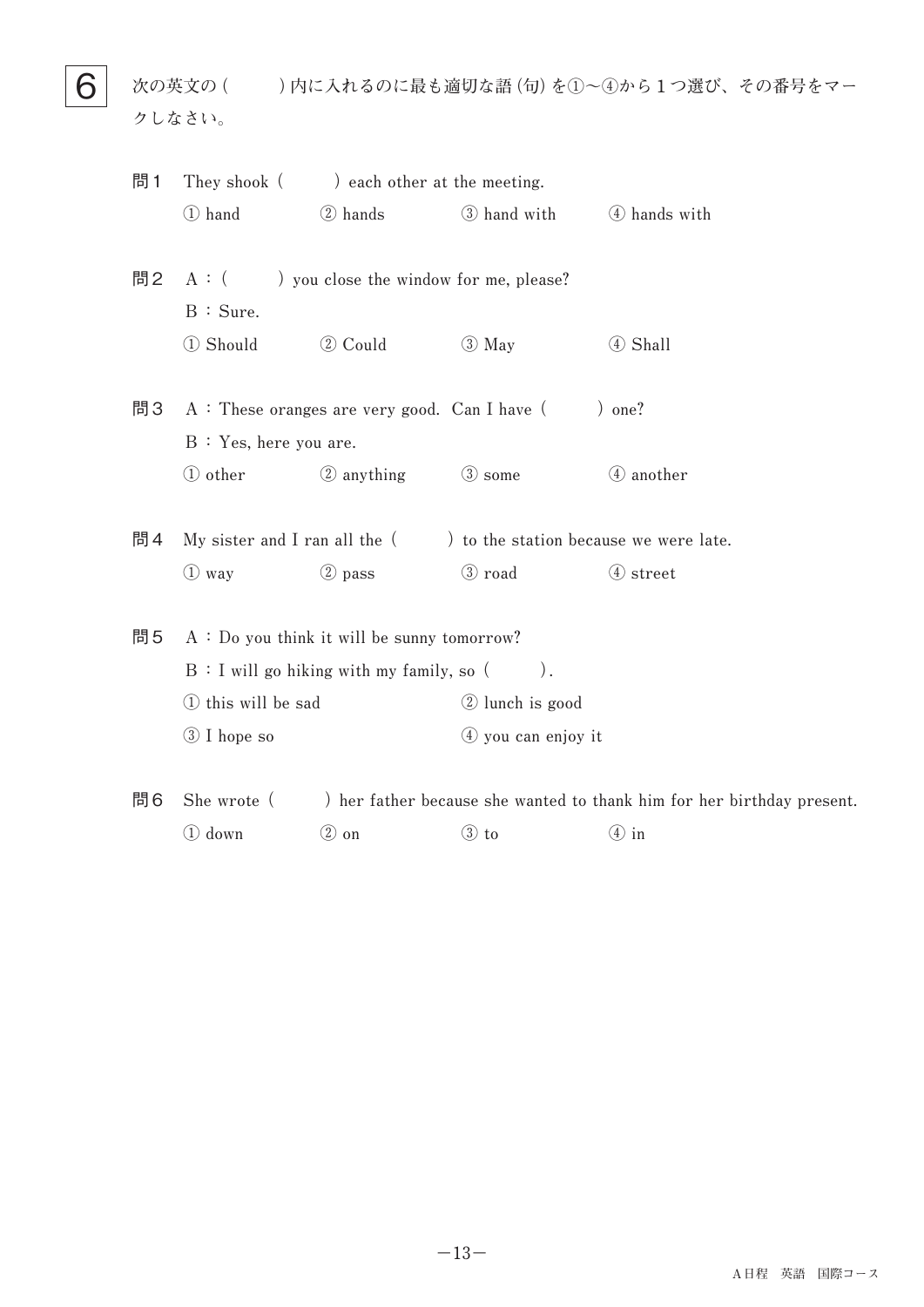**6** 次の英文の（　　）内に入れるのに最も適切な語（句）を①〜④から１つ選び、その番号をマークしなさい。

問１　They shook（　　）each other at the meeting.

① hand　② hands　③ hand with　④ hands with

問２　A：（　　）you close the window for me, please?

B：Sure.

① Should　② Could　③ May　④ Shall

問３　A：These oranges are very good.  Can I have（　　）one?

B：Yes, here you are.

① other　② anything　③ some　④ another

問４　My sister and I ran all the（　　）to the station because we were late.

① way　② pass　③ road　④ street

問５　A：Do you think it will be sunny tomorrow?

B：I will go hiking with my family, so（　　）.

① this will be sad　② lunch is good

③ I hope so　④ you can enjoy it

問６　She wrote（　　）her father because she wanted to thank him for her birthday present.

① down　② on　③ to　④ in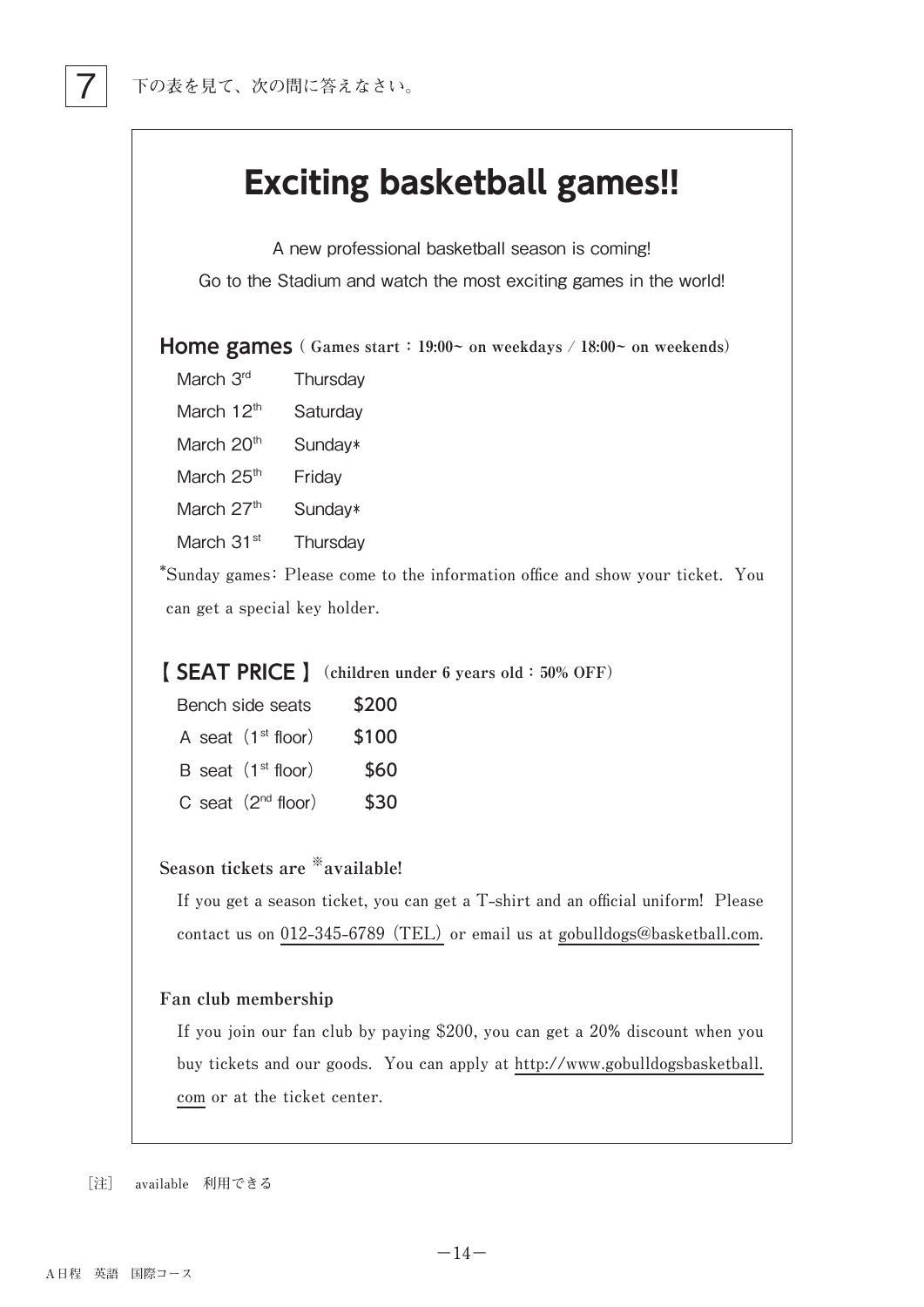7 下の表を見て、次の問に答えなさい。

# Exciting basketball games!!

A new professional basketball season is coming!
Go to the Stadium and watch the most exciting games in the world!

## Home games ( Games start : 19:00~ on weekdays / 18:00~ on weekends)

| | |
|---|---|
| March 3rd | Thursday |
| March 12th | Saturday |
| March 20th | Sunday* |
| March 25th | Friday |
| March 27th | Sunday* |
| March 31st | Thursday |

*Sunday games: Please come to the information office and show your ticket. You can get a special key holder.

## 【 SEAT PRICE 】 (children under 6 years old : 50% OFF)

| | |
|---|---|
| Bench side seats | $200 |
| A seat (1st floor) | $100 |
| B seat (1st floor) | $60 |
| C seat (2nd floor) | $30 |

**Season tickets are ※available!**

If you get a season ticket, you can get a T-shirt and an official uniform! Please contact us on 012-345-6789 (TEL) or email us at gobulldogs@basketball.com.

**Fan club membership**

If you join our fan club by paying $200, you can get a 20% discount when you buy tickets and our goods. You can apply at http://www.gobulldogsbasketball.com or at the ticket center.

［注］ available 利用できる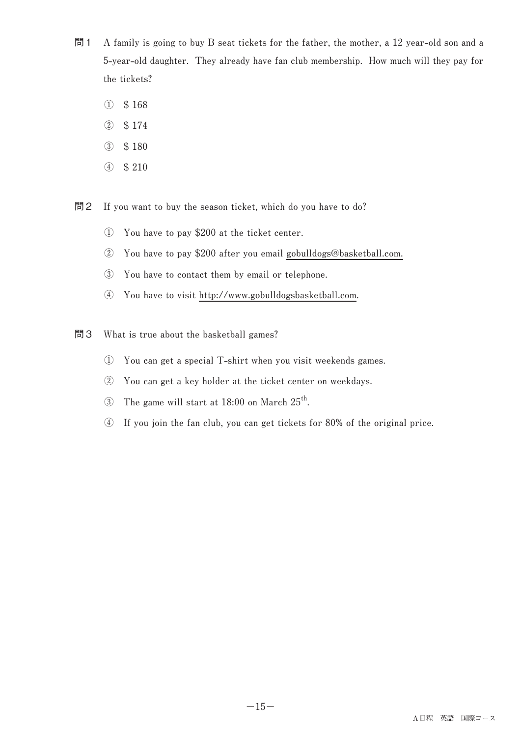問1　A family is going to buy B seat tickets for the father, the mother, a 12 year-old son and a 5-year-old daughter. They already have fan club membership. How much will they pay for the tickets?

① $ 168

② $ 174

③ $ 180

④ $ 210

問2　If you want to buy the season ticket, which do you have to do?

① You have to pay $200 at the ticket center.

② You have to pay $200 after you email gobulldogs@basketball.com.

③ You have to contact them by email or telephone.

④ You have to visit http://www.gobulldogsbasketball.com.

問3　What is true about the basketball games?

① You can get a special T-shirt when you visit weekends games.

② You can get a key holder at the ticket center on weekdays.

③ The game will start at 18:00 on March 25th.

④ If you join the fan club, you can get tickets for 80% of the original price.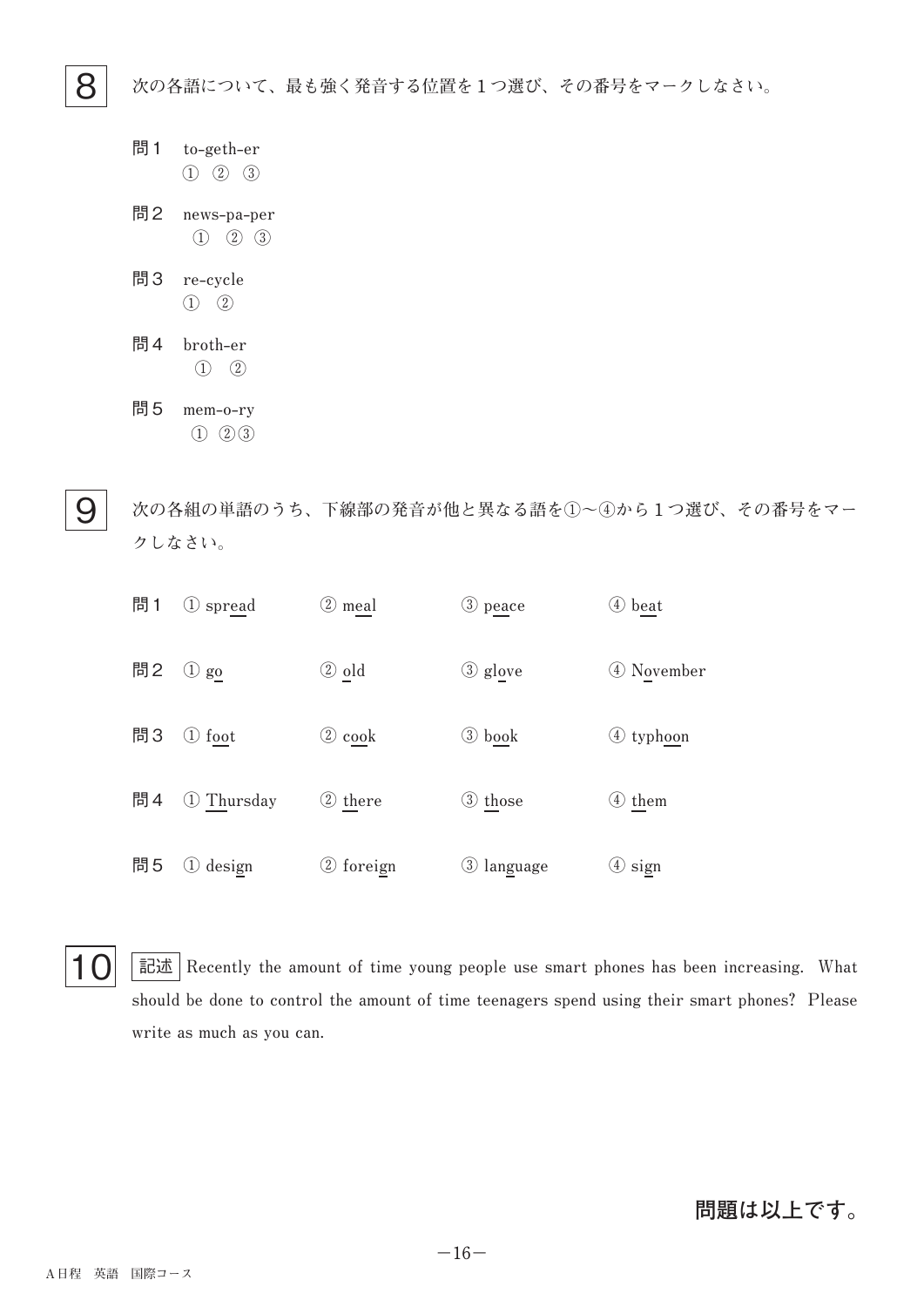## 8

次の各語について、最も強く発音する位置を１つ選び、その番号をマークしなさい。

問１　to-geth-er
①　②　③

問２　news-pa-per
①　②　③

問３　re-cycle
①　②

問４　broth-er
①　②

問５　mem-o-ry
①　②③

## 9

次の各組の単語のうち、下線部の発音が他と異なる語を①～④から１つ選び、その番号をマークしなさい。

| | | | | |
|---|---|---|---|---|
| 問１ | ① spr<u>ea</u>d | ② m<u>ea</u>l | ③ p<u>ea</u>ce | ④ b<u>ea</u>t |
| 問２ | ① g<u>o</u> | ② <u>o</u>ld | ③ gl<u>o</u>ve | ④ N<u>o</u>vember |
| 問３ | ① f<u>oo</u>t | ② c<u>oo</u>k | ③ b<u>oo</u>k | ④ typh<u>oo</u>n |
| 問４ | ① <u>Th</u>ursday | ② <u>th</u>ere | ③ <u>th</u>ose | ④ <u>th</u>em |
| 問５ | ① desi<u>g</u>n | ② forei<u>g</u>n | ③ lan<u>g</u>uage | ④ si<u>g</u>n |

## 10

記述　Recently the amount of time young people use smart phones has been increasing.  What should be done to control the amount of time teenagers spend using their smart phones?  Please write as much as you can.

**問題は以上です。**

A日程　英語　国際コース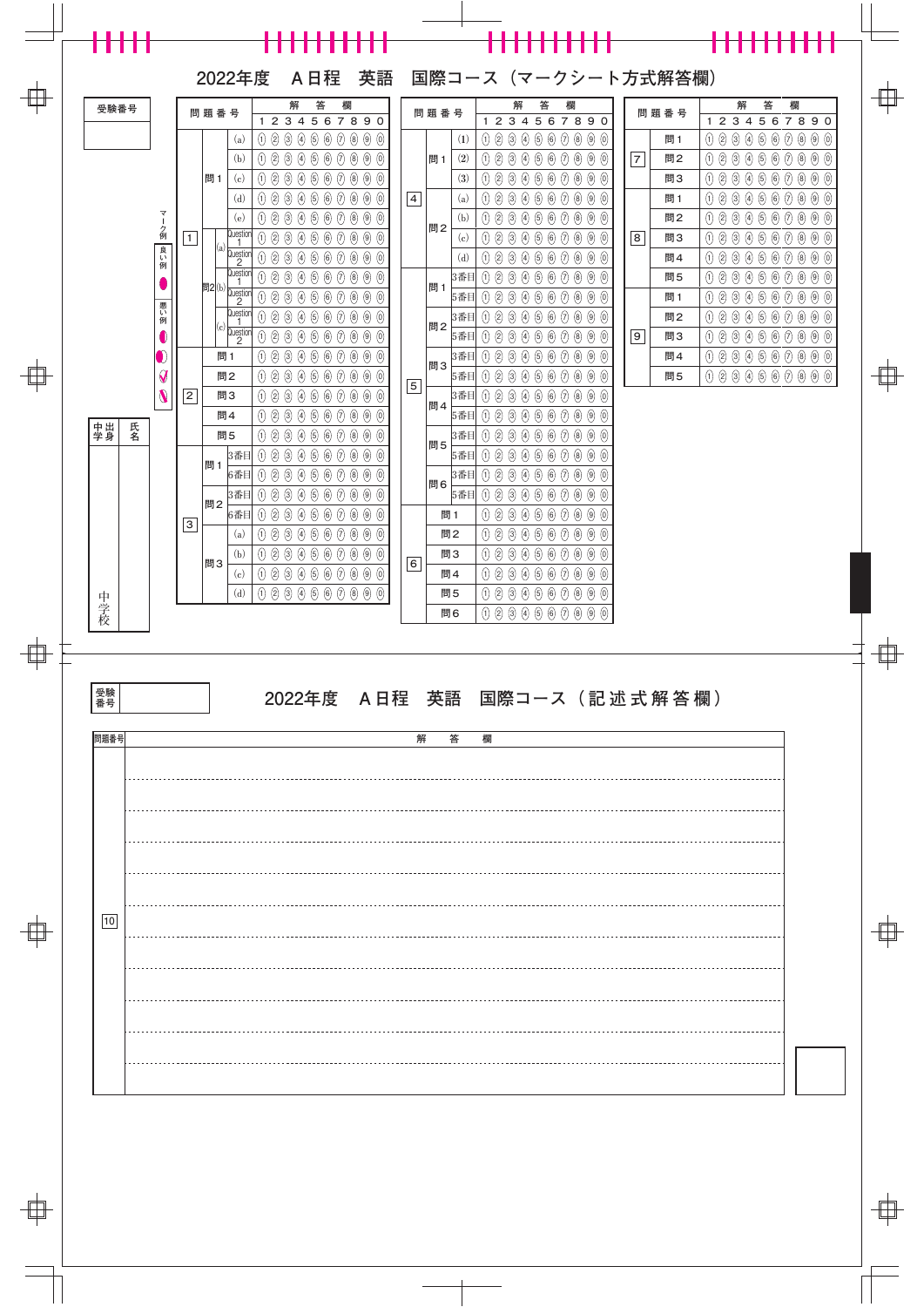# 2022年度　A日程　英語　国際コース（マークシート方式解答欄）

| 受験番号 |
|---|
| |

マーク例　良い例　悪い例

| 問題番号 | | | 解答欄 1 2 3 4 5 6 7 8 9 0 |
|---|---|---|---|
| 1 | 問1 | (a) | ① ② ③ ④ ⑤ ⑥ ⑦ ⑧ ⑨ ⓪ |
| | | (b) | ① ② ③ ④ ⑤ ⑥ ⑦ ⑧ ⑨ ⓪ |
| | | (c) | ① ② ③ ④ ⑤ ⑥ ⑦ ⑧ ⑨ ⓪ |
| | | (d) | ① ② ③ ④ ⑤ ⑥ ⑦ ⑧ ⑨ ⓪ |
| | | (e) | ① ② ③ ④ ⑤ ⑥ ⑦ ⑧ ⑨ ⓪ |
| | 問2 (a) | Question 1 | ① ② ③ ④ ⑤ ⑥ ⑦ ⑧ ⑨ ⓪ |
| | | Question 2 | ① ② ③ ④ ⑤ ⑥ ⑦ ⑧ ⑨ ⓪ |
| | 問2 (b) | Question 1 | ① ② ③ ④ ⑤ ⑥ ⑦ ⑧ ⑨ ⓪ |
| | | Question 2 | ① ② ③ ④ ⑤ ⑥ ⑦ ⑧ ⑨ ⓪ |
| | 問2 (c) | Question 1 | ① ② ③ ④ ⑤ ⑥ ⑦ ⑧ ⑨ ⓪ |
| | | Question 2 | ① ② ③ ④ ⑤ ⑥ ⑦ ⑧ ⑨ ⓪ |
| 2 | 問1 | | ① ② ③ ④ ⑤ ⑥ ⑦ ⑧ ⑨ ⓪ |
| | 問2 | | ① ② ③ ④ ⑤ ⑥ ⑦ ⑧ ⑨ ⓪ |
| | 問3 | | ① ② ③ ④ ⑤ ⑥ ⑦ ⑧ ⑨ ⓪ |
| | 問4 | | ① ② ③ ④ ⑤ ⑥ ⑦ ⑧ ⑨ ⓪ |
| | 問5 | | ① ② ③ ④ ⑤ ⑥ ⑦ ⑧ ⑨ ⓪ |
| 3 | 問1 | 3番目 | ① ② ③ ④ ⑤ ⑥ ⑦ ⑧ ⑨ ⓪ |
| | | 6番目 | ① ② ③ ④ ⑤ ⑥ ⑦ ⑧ ⑨ ⓪ |
| | 問2 | 3番目 | ① ② ③ ④ ⑤ ⑥ ⑦ ⑧ ⑨ ⓪ |
| | | 6番目 | ① ② ③ ④ ⑤ ⑥ ⑦ ⑧ ⑨ ⓪ |
| | 問3 | (a) | ① ② ③ ④ ⑤ ⑥ ⑦ ⑧ ⑨ ⓪ |
| | | (b) | ① ② ③ ④ ⑤ ⑥ ⑦ ⑧ ⑨ ⓪ |
| | | (c) | ① ② ③ ④ ⑤ ⑥ ⑦ ⑧ ⑨ ⓪ |
| | | (d) | ① ② ③ ④ ⑤ ⑥ ⑦ ⑧ ⑨ ⓪ |

| 問題番号 | | | 解答欄 1 2 3 4 5 6 7 8 9 0 |
|---|---|---|---|
| 4 | 問1 | (1) | ① ② ③ ④ ⑤ ⑥ ⑦ ⑧ ⑨ ⓪ |
| | | (2) | ① ② ③ ④ ⑤ ⑥ ⑦ ⑧ ⑨ ⓪ |
| | | (3) | ① ② ③ ④ ⑤ ⑥ ⑦ ⑧ ⑨ ⓪ |
| | 問2 | (a) | ① ② ③ ④ ⑤ ⑥ ⑦ ⑧ ⑨ ⓪ |
| | | (b) | ① ② ③ ④ ⑤ ⑥ ⑦ ⑧ ⑨ ⓪ |
| | | (c) | ① ② ③ ④ ⑤ ⑥ ⑦ ⑧ ⑨ ⓪ |
| | | (d) | ① ② ③ ④ ⑤ ⑥ ⑦ ⑧ ⑨ ⓪ |
| 5 | 問1 | 3番目 | ① ② ③ ④ ⑤ ⑥ ⑦ ⑧ ⑨ ⓪ |
| | | 5番目 | ① ② ③ ④ ⑤ ⑥ ⑦ ⑧ ⑨ ⓪ |
| | 問2 | 3番目 | ① ② ③ ④ ⑤ ⑥ ⑦ ⑧ ⑨ ⓪ |
| | | 5番目 | ① ② ③ ④ ⑤ ⑥ ⑦ ⑧ ⑨ ⓪ |
| | 問3 | 3番目 | ① ② ③ ④ ⑤ ⑥ ⑦ ⑧ ⑨ ⓪ |
| | | 5番目 | ① ② ③ ④ ⑤ ⑥ ⑦ ⑧ ⑨ ⓪ |
| | 問4 | 3番目 | ① ② ③ ④ ⑤ ⑥ ⑦ ⑧ ⑨ ⓪ |
| | | 5番目 | ① ② ③ ④ ⑤ ⑥ ⑦ ⑧ ⑨ ⓪ |
| | 問5 | 3番目 | ① ② ③ ④ ⑤ ⑥ ⑦ ⑧ ⑨ ⓪ |
| | | 5番目 | ① ② ③ ④ ⑤ ⑥ ⑦ ⑧ ⑨ ⓪ |
| | 問6 | 3番目 | ① ② ③ ④ ⑤ ⑥ ⑦ ⑧ ⑨ ⓪ |
| | | 5番目 | ① ② ③ ④ ⑤ ⑥ ⑦ ⑧ ⑨ ⓪ |
| 6 | 問1 | | ① ② ③ ④ ⑤ ⑥ ⑦ ⑧ ⑨ ⓪ |
| | 問2 | | ① ② ③ ④ ⑤ ⑥ ⑦ ⑧ ⑨ ⓪ |
| | 問3 | | ① ② ③ ④ ⑤ ⑥ ⑦ ⑧ ⑨ ⓪ |
| | 問4 | | ① ② ③ ④ ⑤ ⑥ ⑦ ⑧ ⑨ ⓪ |
| | 問5 | | ① ② ③ ④ ⑤ ⑥ ⑦ ⑧ ⑨ ⓪ |
| | 問6 | | ① ② ③ ④ ⑤ ⑥ ⑦ ⑧ ⑨ ⓪ |

| 問題番号 | | 解答欄 1 2 3 4 5 6 7 8 9 0 |
|---|---|---|
| 7 | 問1 | ① ② ③ ④ ⑤ ⑥ ⑦ ⑧ ⑨ ⓪ |
| | 問2 | ① ② ③ ④ ⑤ ⑥ ⑦ ⑧ ⑨ ⓪ |
| | 問3 | ① ② ③ ④ ⑤ ⑥ ⑦ ⑧ ⑨ ⓪ |
| 8 | 問1 | ① ② ③ ④ ⑤ ⑥ ⑦ ⑧ ⑨ ⓪ |
| | 問2 | ① ② ③ ④ ⑤ ⑥ ⑦ ⑧ ⑨ ⓪ |
| | 問3 | ① ② ③ ④ ⑤ ⑥ ⑦ ⑧ ⑨ ⓪ |
| | 問4 | ① ② ③ ④ ⑤ ⑥ ⑦ ⑧ ⑨ ⓪ |
| | 問5 | ① ② ③ ④ ⑤ ⑥ ⑦ ⑧ ⑨ ⓪ |
| 9 | 問1 | ① ② ③ ④ ⑤ ⑥ ⑦ ⑧ ⑨ ⓪ |
| | 問2 | ① ② ③ ④ ⑤ ⑥ ⑦ ⑧ ⑨ ⓪ |
| | 問3 | ① ② ③ ④ ⑤ ⑥ ⑦ ⑧ ⑨ ⓪ |
| | 問4 | ① ② ③ ④ ⑤ ⑥ ⑦ ⑧ ⑨ ⓪ |
| | 問5 | ① ② ③ ④ ⑤ ⑥ ⑦ ⑧ ⑨ ⓪ |

| 氏名 | 出身中学 |
|---|---|
| | 中学校 |

# 2022年度　A日程　英語　国際コース（記述式解答欄）

| 受験番号 |
|---|
| |

| 問題番号 | 解答欄 |
|---|---|
| 10 | |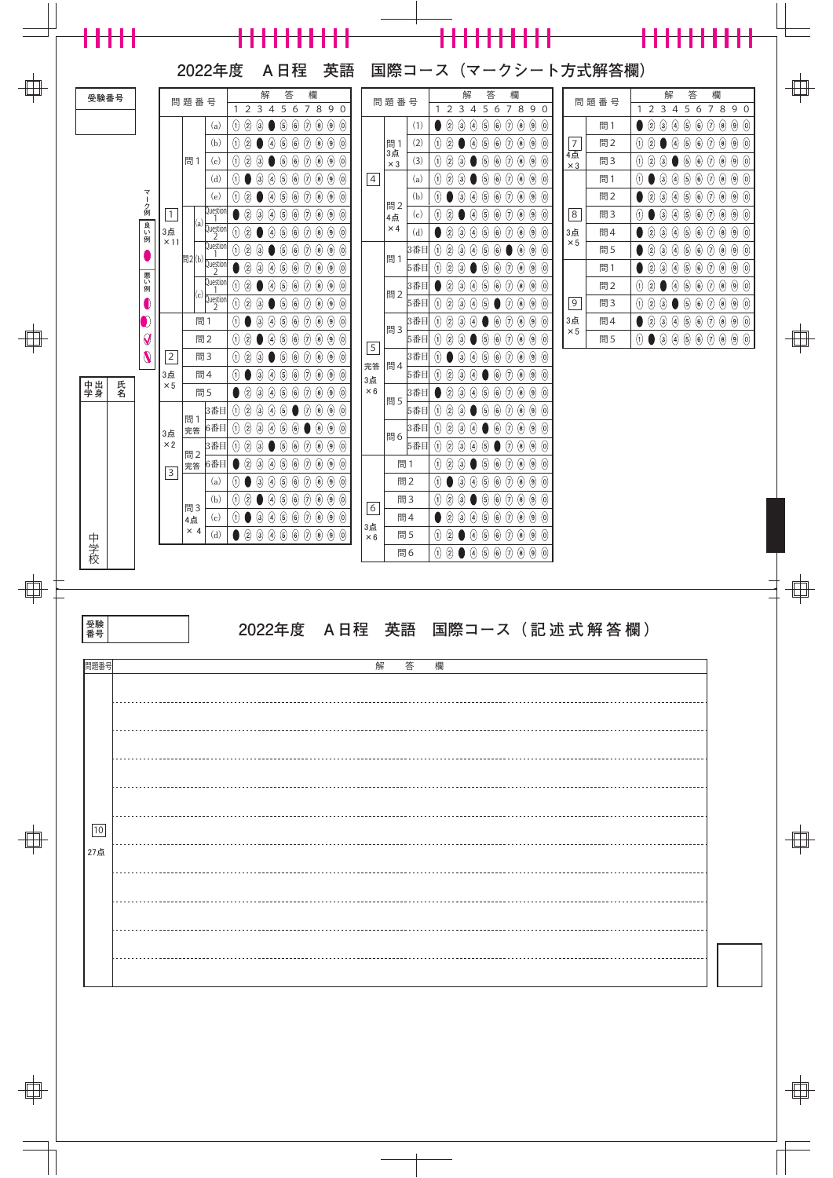# 2022年度　A日程　英語　国際コース（マークシート方式解答欄）

受験番号

出身中学校　氏名

中学校

マーク例
- 良い例: ●
- 悪い例

| 問題番号 | | | 解答 |
|---|---|---|---|
| 1 (3点×11) | 問1 | (a) | 4 |
| | | (b) | 3 |
| | | (c) | 4 |
| | | (d) | 2 |
| | | (e) | 3 |
| | 問2 (a) | Question 1 | 1 |
| | | Question 2 | 3 |
| | 問2 (b) | Question 1 | 4 |
| | | Question 2 | 1 |
| | 問2 (c) | Question 1 | 3 |
| | | Question 2 | 4 |
| 2 (3点×5) | 問1 | | 2 |
| | 問2 | | 3 |
| | 問3 | | 4 |
| | 問4 | | 2 |
| | 問5 | | 1 |
| 3 (3点×2) | 問1 完答 | 3番目 | 6 |
| | | 6番目 | 7 |
| | 問2 完答 | 3番目 | 4 |
| | | 6番目 | 1 |
| 3 (4点×4) | 問3 | (a) | 2 |
| | | (b) | 3 |
| | | (c) | 2 |
| | | (d) | 1 |

| 問題番号 | | | 解答 |
|---|---|---|---|
| 4 | 問1 (3点×3) | (1) | 1 |
| | | (2) | 3 |
| | | (3) | 4 |
| | 問2 (4点×4) | (a) | 4 |
| | | (b) | 2 |
| | | (c) | 3 |
| | | (d) | 1 |
| 5 (完答 3点×6) | 問1 | 3番目 | 7 |
| | | 5番目 | 4 |
| | 問2 | 3番目 | 1 |
| | | 5番目 | 6 |
| | 問3 | 3番目 | 5 |
| | | 5番目 | 4 |
| | 問4 | 3番目 | 2 |
| | | 5番目 | 5 |
| | 問5 | 3番目 | 1 |
| | | 5番目 | 4 |
| | 問6 | 3番目 | 5 |
| | | 5番目 | 6 |
| 6 (3点×6) | 問1 | | 4 |
| | 問2 | | 2 |
| | 問3 | | 4 |
| | 問4 | | 1 |
| | 問5 | | 3 |
| | 問6 | | 3 |

| 問題番号 | | 解答 |
|---|---|---|
| 7 (4点×3) | 問1 | 1 |
| | 問2 | 3 |
| | 問3 | 4 |
| 8 (3点×5) | 問1 | 2 |
| | 問2 | 1 |
| | 問3 | 2 |
| | 問4 | 1 |
| | 問5 | 1 |
| 9 (3点×5) | 問1 | 1 |
| | 問2 | 3 |
| | 問3 | 4 |
| | 問4 | 1 |
| | 問5 | 2 |

# 2022年度　A日程　英語　国際コース（記述式解答欄）

受験番号

| 問題番号 | 解答欄 |
|---|---|
| 10 27点 | |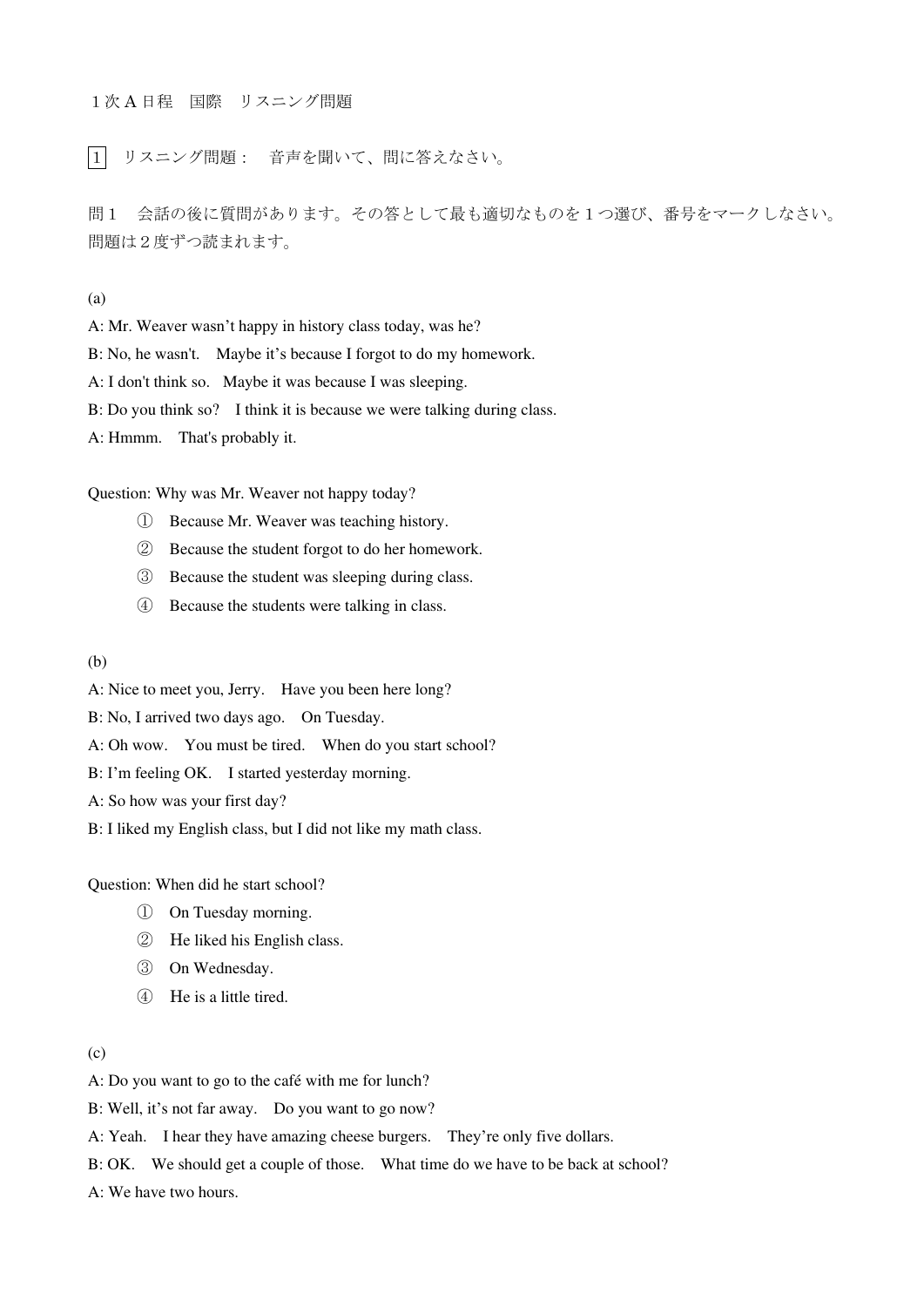１次Ａ日程　国際　リスニング問題

[1] リスニング問題：　音声を聞いて、問に答えなさい。

問１　会話の後に質問があります。その答として最も適切なものを１つ選び、番号をマークしなさい。問題は２度ずつ読まれます。

(a)

A: Mr. Weaver wasn't happy in history class today, was he?

B: No, he wasn't.　Maybe it's because I forgot to do my homework.

A: I don't think so.　Maybe it was because I was sleeping.

B: Do you think so?　I think it is because we were talking during class.

A: Hmmm.　That's probably it.

Question: Why was Mr. Weaver not happy today?

① Because Mr. Weaver was teaching history.
② Because the student forgot to do her homework.
③ Because the student was sleeping during class.
④ Because the students were talking in class.

(b)

A: Nice to meet you, Jerry.　Have you been here long?

B: No, I arrived two days ago.　On Tuesday.

A: Oh wow.　You must be tired.　When do you start school?

B: I'm feeling OK.　I started yesterday morning.

A: So how was your first day?

B: I liked my English class, but I did not like my math class.

Question: When did he start school?

① On Tuesday morning.
② He liked his English class.
③ On Wednesday.
④ He is a little tired.

(c)

A: Do you want to go to the café with me for lunch?

B: Well, it's not far away.　Do you want to go now?

A: Yeah.　I hear they have amazing cheese burgers.　They're only five dollars.

B: OK.　We should get a couple of those.　What time do we have to be back at school?

A: We have two hours.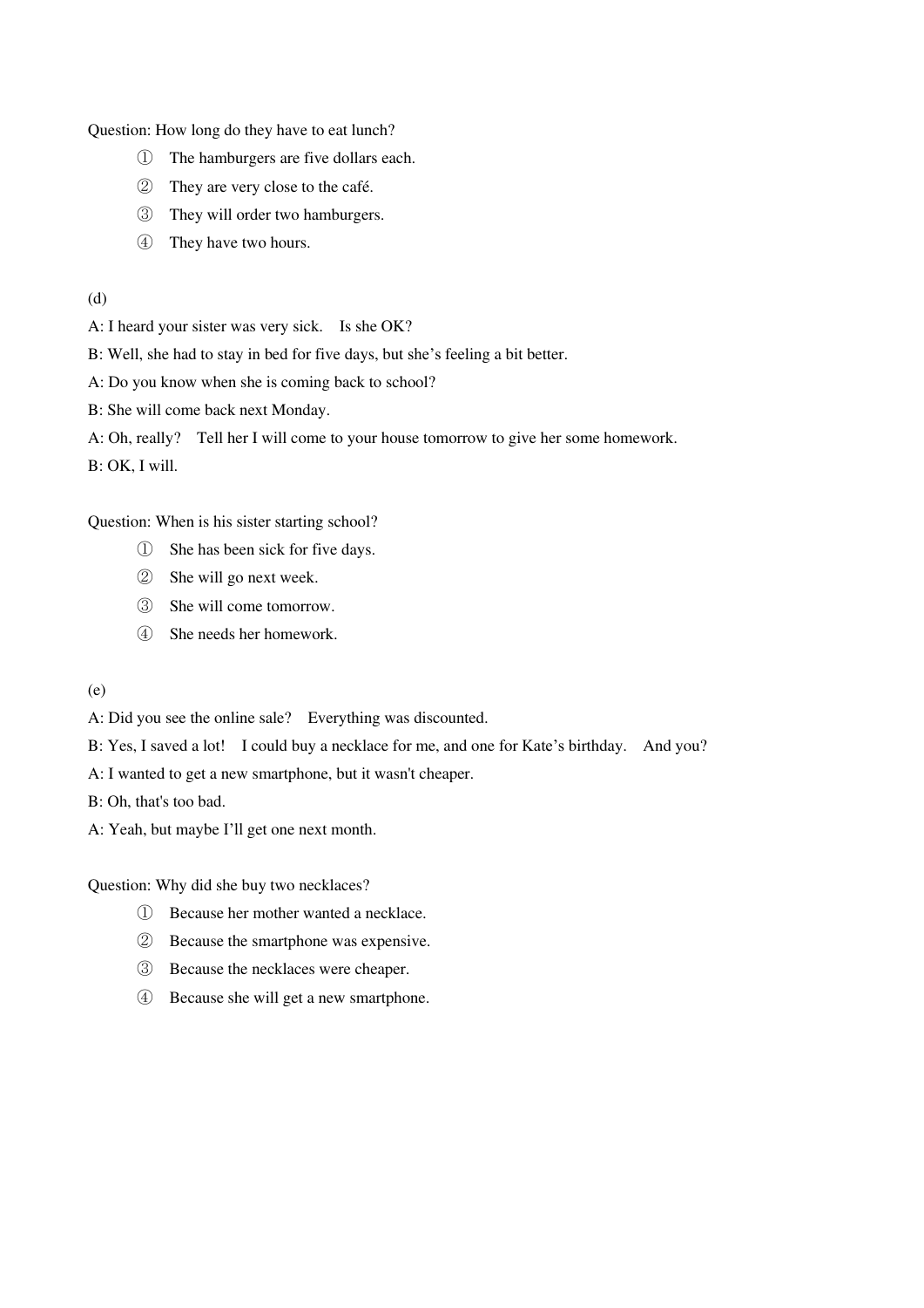Question: How long do they have to eat lunch?

① The hamburgers are five dollars each.
② They are very close to the café.
③ They will order two hamburgers.
④ They have two hours.

(d)

A: I heard your sister was very sick.　Is she OK?

B: Well, she had to stay in bed for five days, but she's feeling a bit better.

A: Do you know when she is coming back to school?

B: She will come back next Monday.

A: Oh, really?　Tell her I will come to your house tomorrow to give her some homework.

B: OK, I will.

Question: When is his sister starting school?

① She has been sick for five days.
② She will go next week.
③ She will come tomorrow.
④ She needs her homework.

(e)

A: Did you see the online sale?　Everything was discounted.

B: Yes, I saved a lot!　I could buy a necklace for me, and one for Kate's birthday.　And you?

A: I wanted to get a new smartphone, but it wasn't cheaper.

B: Oh, that's too bad.

A: Yeah, but maybe I'll get one next month.

Question: Why did she buy two necklaces?

① Because her mother wanted a necklace.
② Because the smartphone was expensive.
③ Because the necklaces were cheaper.
④ Because she will get a new smartphone.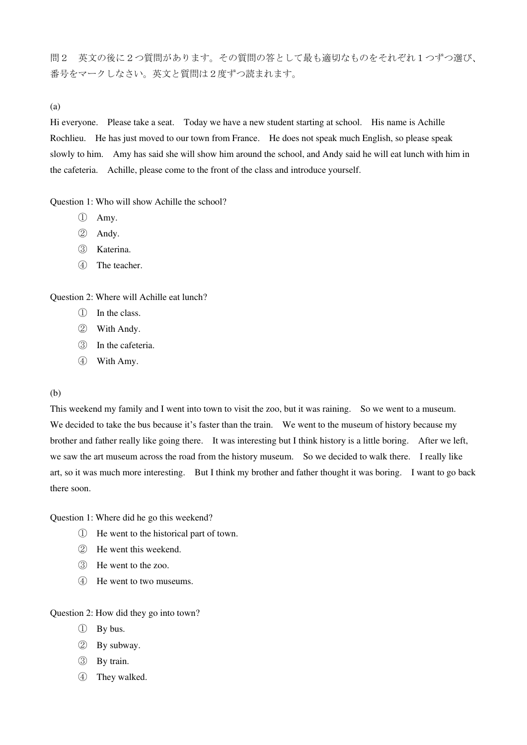問２　英文の後に２つ質問があります。その質問の答として最も適切なものをそれぞれ１つずつ選び、番号をマークしなさい。英文と質問は２度ずつ読まれます。

(a)

Hi everyone.　Please take a seat.　Today we have a new student starting at school.　His name is Achille Rochlieu.　He has just moved to our town from France.　He does not speak much English, so please speak slowly to him.　Amy has said she will show him around the school, and Andy said he will eat lunch with him in the cafeteria.　Achille, please come to the front of the class and introduce yourself.

Question 1: Who will show Achille the school?

① Amy.
② Andy.
③ Katerina.
④ The teacher.

Question 2: Where will Achille eat lunch?

① In the class.
② With Andy.
③ In the cafeteria.
④ With Amy.

(b)

This weekend my family and I went into town to visit the zoo, but it was raining.　So we went to a museum.　We decided to take the bus because it's faster than the train.　We went to the museum of history because my brother and father really like going there.　It was interesting but I think history is a little boring.　After we left, we saw the art museum across the road from the history museum.　So we decided to walk there.　I really like art, so it was much more interesting.　But I think my brother and father thought it was boring.　I want to go back there soon.

Question 1: Where did he go this weekend?

① He went to the historical part of town.
② He went this weekend.
③ He went to the zoo.
④ He went to two museums.

Question 2: How did they go into town?

① By bus.
② By subway.
③ By train.
④ They walked.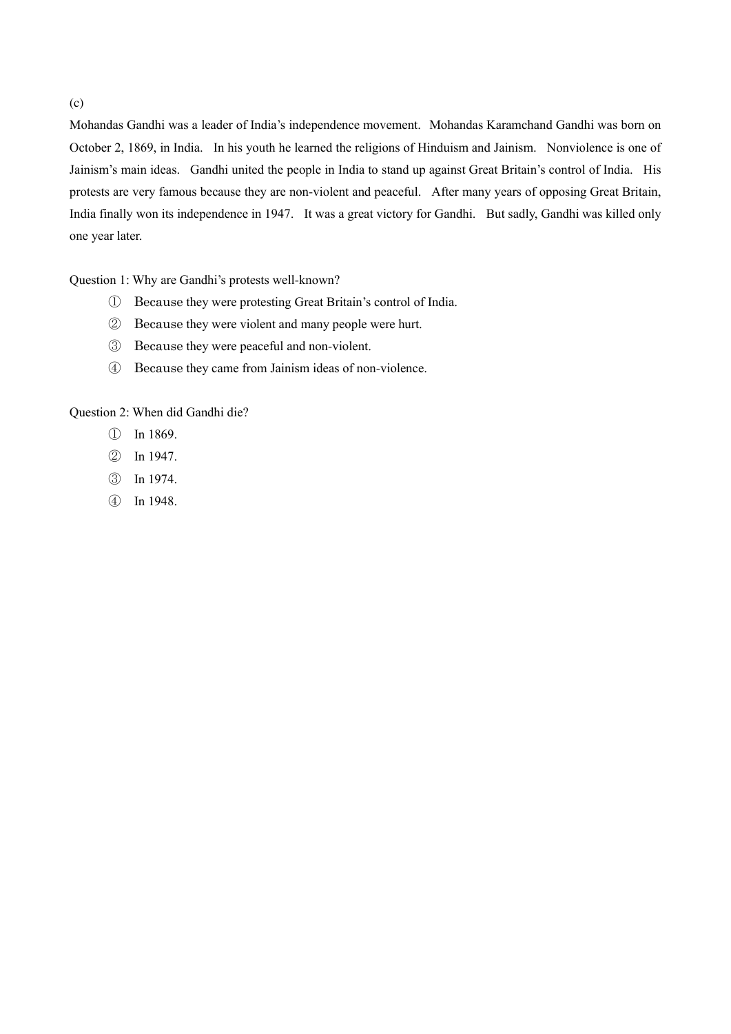(c)

Mohandas Gandhi was a leader of India's independence movement. Mohandas Karamchand Gandhi was born on October 2, 1869, in India. In his youth he learned the religions of Hinduism and Jainism. Nonviolence is one of Jainism's main ideas. Gandhi united the people in India to stand up against Great Britain's control of India. His protests are very famous because they are non-violent and peaceful. After many years of opposing Great Britain, India finally won its independence in 1947. It was a great victory for Gandhi. But sadly, Gandhi was killed only one year later.

Question 1: Why are Gandhi's protests well-known?

① Because they were protesting Great Britain's control of India.
② Because they were violent and many people were hurt.
③ Because they were peaceful and non-violent.
④ Because they came from Jainism ideas of non-violence.

Question 2: When did Gandhi die?

① In 1869.
② In 1947.
③ In 1974.
④ In 1948.